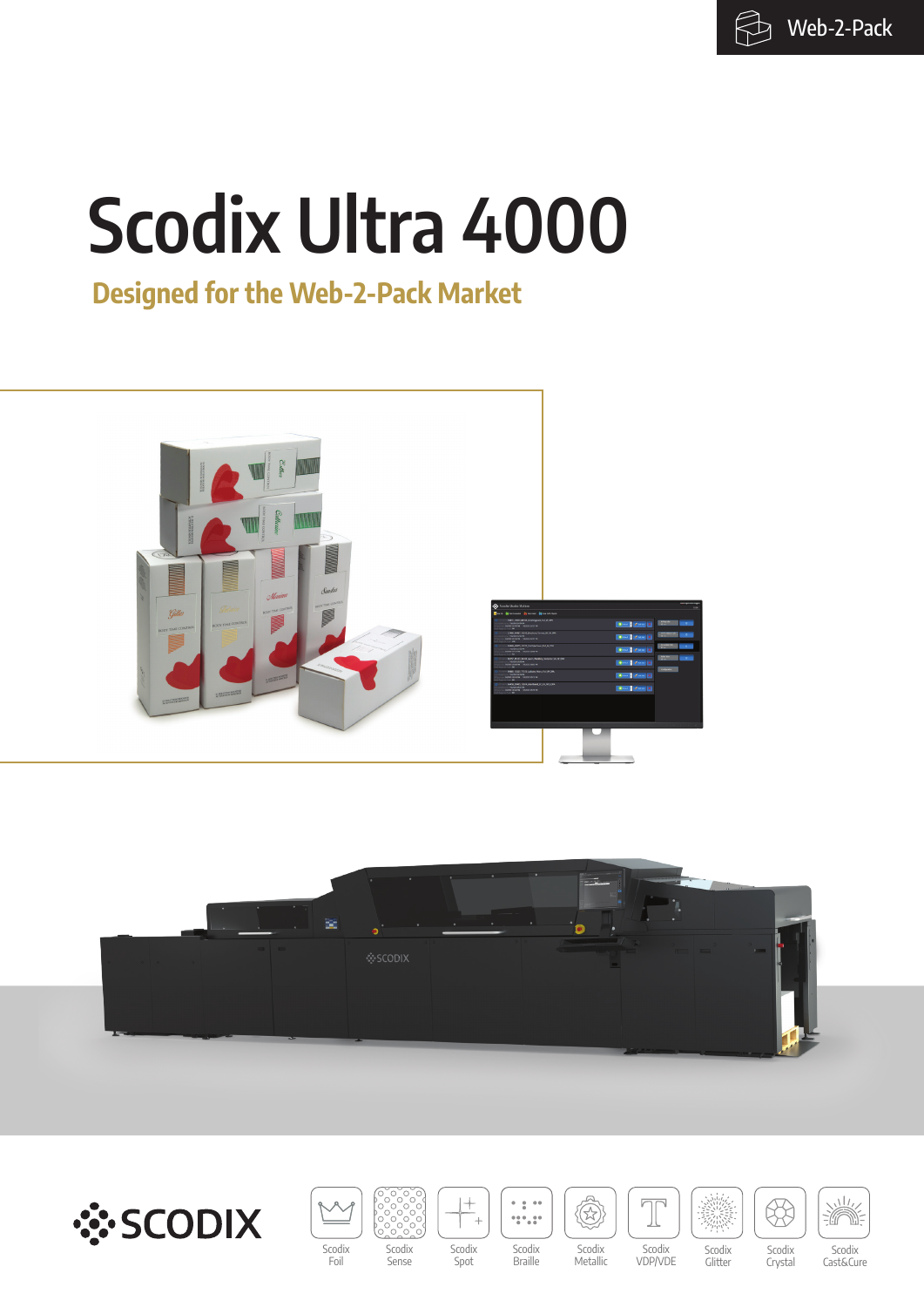Web-2-Pack

# Scodix Ultra 4000

## Designed for the Web-2-Pack Market

SCODIX

Scodix Foil

Scodix Sense

Scodix Spot

Scodix Braille

Scodix Metallic

Scodix VDP/VDE

Scodix Glitter

Scodix Crystal

Scodix Cast&Cure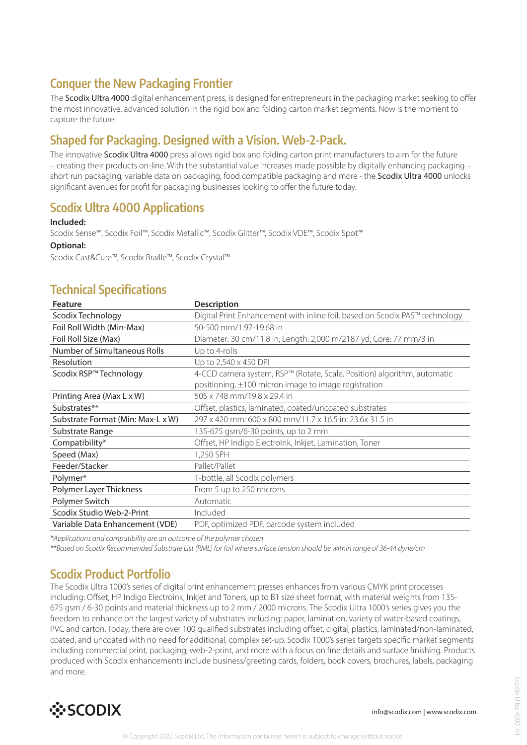## Conquer the New Packaging Frontier

The Scodix Ultra 4000 digital enhancement press, is designed for entrepreneurs in the packaging market seeking to offer the most innovative, advanced solution in the rigid box and folding carton market segments. Now is the moment to capture the future.

## Shaped for Packaging. Designed with a Vision. Web-2-Pack.

The innovative Scodix Ultra 4000 press allows rigid box and folding carton print manufacturers to aim for the future – creating their products on-line. With the substantial value increases made possible by digitally enhancing packaging – short run packaging, variable data on packaging, food compatible packaging and more - the Scodix Ultra 4000 unlocks significant avenues for profit for packaging businesses looking to offer the future today.

## Scodix Ultra 4000 Applications

**Included:**

Scodix Sense™, Scodix Foil™, Scodix Metallic™, Scodix Glitter™, Scodix VDE™, Scodix Spot™

**Optional:**

Scodix Cast&Cure™, Scodix Braille™, Scodix Crystal™

## Technical Specifications

| Feature | Description |
|---|---|
| Scodix Technology | Digital Print Enhancement with inline foil, based on Scodix PAS™ technology |
| Foil Roll Width (Min-Max) | 50-500 mm/1.97-19.68 in |
| Foil Roll Size (Max) | Diameter: 30 cm/11.8 in; Length: 2,000 m/2187 yd, Core: 77 mm/3 in |
| Number of Simultaneous Rolls | Up to 4-rolls |
| Resolution | Up to 2,540 x 450 DPI |
| Scodix RSP™ Technology | 4-CCD camera system, RSP™ (Rotate, Scale, Position) algorithm, automatic positioning, ±100 micron image to image registration |
| Printing Area (Max L x W) | 505 x 748 mm/19.8 x 29.4 in |
| Substrates** | Offset, plastics, laminated, coated/uncoated substrates |
| Substrate Format (Min: Max-L x W) | 297 x 420 mm: 600 x 800 mm/11.7 x 16.5 in: 23.6x 31.5 in |
| Substrate Range | 135-675 gsm/6-30 points, up to 2 mm |
| Compatibility* | Offset, HP Indigo ElectroInk, Inkjet, Lamination, Toner |
| Speed (Max) | 1,250 SPH |
| Feeder/Stacker | Pallet/Pallet |
| Polymer* | 1-bottle, all Scodix polymers |
| Polymer Layer Thickness | From 5 up to 250 microns |
| Polymer Switch | Automatic |
| Scodix Studio Web-2-Print | Included |
| Variable Data Enhancement (VDE) | PDF, optimized PDF, barcode system included |

*\*Applications and compatibility are an outcome of the polymer chosen*

*\*\*Based on Scodix Recommended Substrate List (RML) for foil where surface tension should be within range of 36-44 dyne/cm*

## Scodix Product Portfolio

The Scodix Ultra 1000's series of digital print enhancement presses enhances from various CMYK print processes including: Offset, HP Indigo Electroink, Inkjet and Toners, up to B1 size sheet format, with material weights from 135-675 gsm / 6-30 points and material thickness up to 2 mm / 2000 microns. The Scodix Ultra 1000's series gives you the freedom to enhance on the largest variety of substrates including: paper, lamination, variety of water-based coatings, PVC and carton. Today, there are over 100 qualified substrates including offset, digital, plastics, laminated/non-laminated, coated, and uncoated with no need for additional, complex set-up. Scodix 1000's series targets specific market segments including commercial print, packaging, web-2-print, and more with a focus on fine details and surface finishing. Products produced with Scodix enhancements include business/greeting cards, folders, book covers, brochures, labels, packaging and more.

SCODIX

info@scodix.com | www.scodix.com

© Copyright 2022 Scodix Ltd. The information contained herein is subject to change without notice.

Scodix Ultra 4000 V4